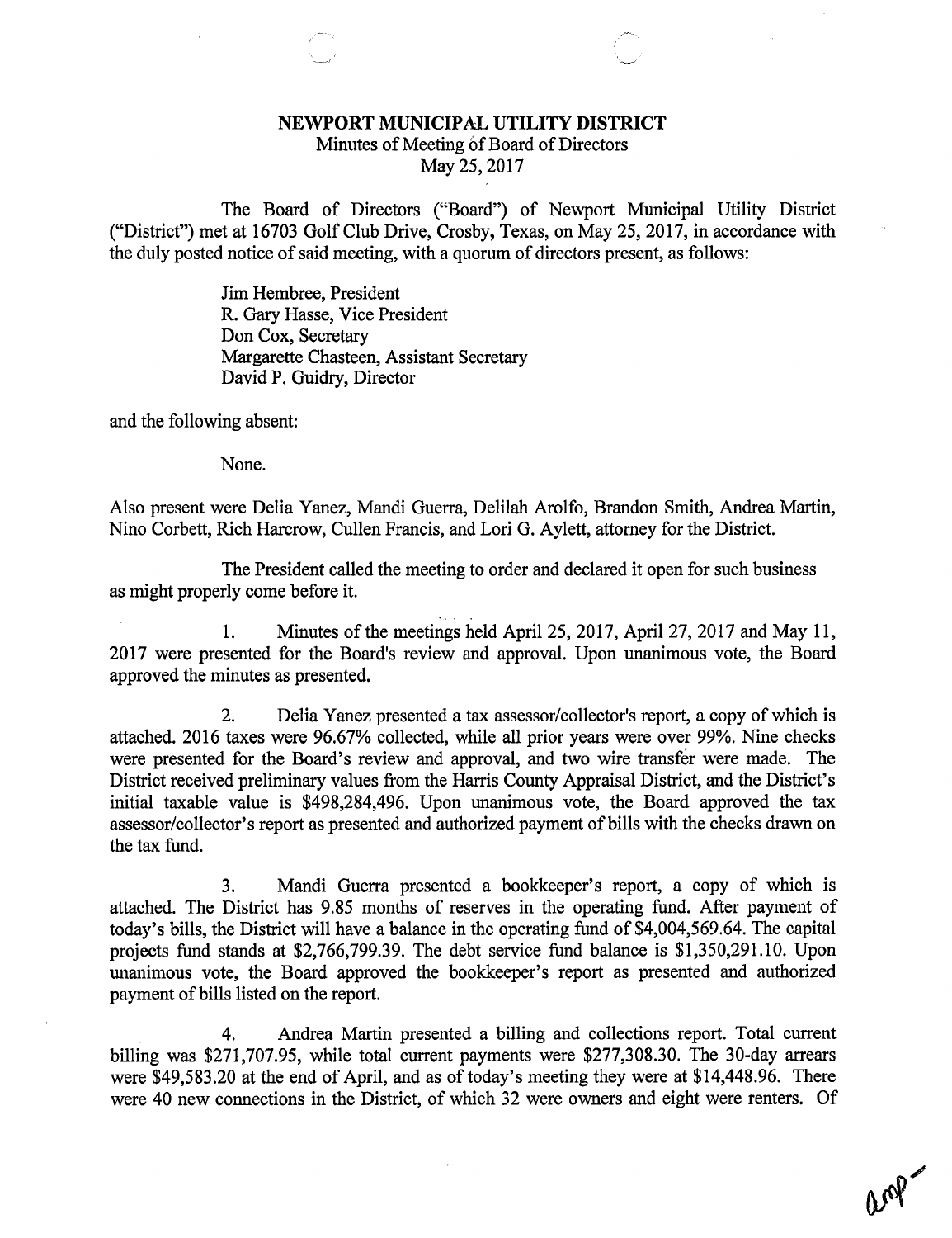# NEWPORT MUNICIPAL UTILITY DISTRICT

Minutes of Meeting of Board of Directors
May 25, 2017

The Board of Directors ("Board") of Newport Municipal Utility District ("District") met at 16703 Golf Club Drive, Crosby, Texas, on May 25, 2017, in accordance with the duly posted notice of said meeting, with a quorum of directors present, as follows:

Jim Hembree, President
R. Gary Hasse, Vice President
Don Cox, Secretary
Margarette Chasteen, Assistant Secretary
David P. Guidry, Director

and the following absent:

None.

Also present were Delia Yanez, Mandi Guerra, Delilah Arolfo, Brandon Smith, Andrea Martin, Nino Corbett, Rich Harcrow, Cullen Francis, and Lori G. Aylett, attorney for the District.

The President called the meeting to order and declared it open for such business as might properly come before it.

1. Minutes of the meetings held April 25, 2017, April 27, 2017 and May 11, 2017 were presented for the Board's review and approval. Upon unanimous vote, the Board approved the minutes as presented.

2. Delia Yanez presented a tax assessor/collector's report, a copy of which is attached. 2016 taxes were 96.67% collected, while all prior years were over 99%. Nine checks were presented for the Board's review and approval, and two wire transfer were made. The District received preliminary values from the Harris County Appraisal District, and the District's initial taxable value is $498,284,496. Upon unanimous vote, the Board approved the tax assessor/collector's report as presented and authorized payment of bills with the checks drawn on the tax fund.

3. Mandi Guerra presented a bookkeeper's report, a copy of which is attached. The District has 9.85 months of reserves in the operating fund. After payment of today's bills, the District will have a balance in the operating fund of $4,004,569.64. The capital projects fund stands at $2,766,799.39. The debt service fund balance is $1,350,291.10. Upon unanimous vote, the Board approved the bookkeeper's report as presented and authorized payment of bills listed on the report.

4. Andrea Martin presented a billing and collections report. Total current billing was $271,707.95, while total current payments were $277,308.30. The 30-day arrears were $49,583.20 at the end of April, and as of today's meeting they were at $14,448.96. There were 40 new connections in the District, of which 32 were owners and eight were renters. Of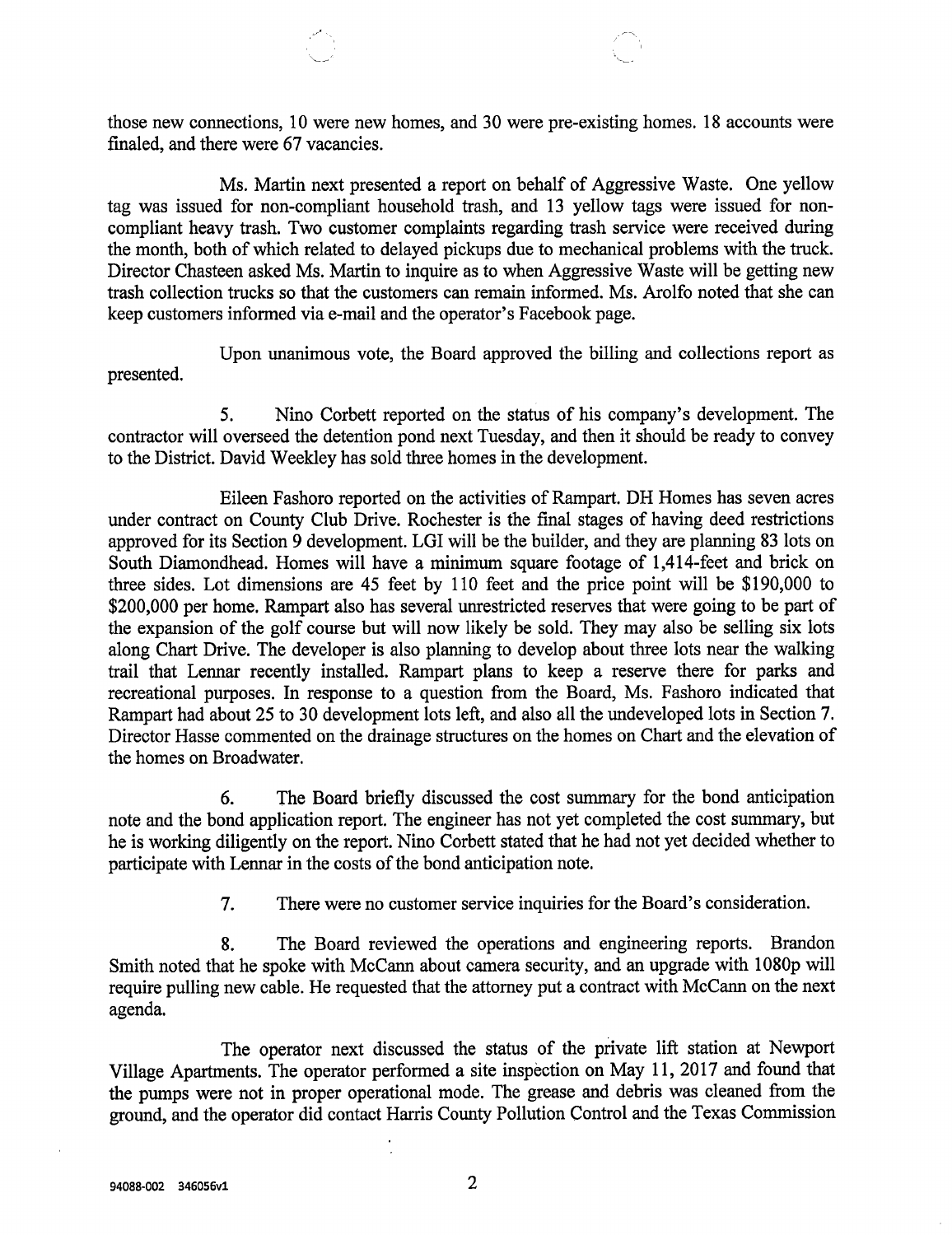those new connections, 10 were new homes, and 30 were pre-existing homes. 18 accounts were finaled, and there were 67 vacancies.

Ms. Martin next presented a report on behalf of Aggressive Waste. One yellow tag was issued for non-compliant household trash, and 13 yellow tags were issued for non-compliant heavy trash. Two customer complaints regarding trash service were received during the month, both of which related to delayed pickups due to mechanical problems with the truck. Director Chasteen asked Ms. Martin to inquire as to when Aggressive Waste will be getting new trash collection trucks so that the customers can remain informed. Ms. Arolfo noted that she can keep customers informed via e-mail and the operator's Facebook page.

Upon unanimous vote, the Board approved the billing and collections report as presented.

5. Nino Corbett reported on the status of his company's development. The contractor will overseed the detention pond next Tuesday, and then it should be ready to convey to the District. David Weekley has sold three homes in the development.

Eileen Fashoro reported on the activities of Rampart. DH Homes has seven acres under contract on County Club Drive. Rochester is the final stages of having deed restrictions approved for its Section 9 development. LGI will be the builder, and they are planning 83 lots on South Diamondhead. Homes will have a minimum square footage of 1,414-feet and brick on three sides. Lot dimensions are 45 feet by 110 feet and the price point will be $190,000 to $200,000 per home. Rampart also has several unrestricted reserves that were going to be part of the expansion of the golf course but will now likely be sold. They may also be selling six lots along Chart Drive. The developer is also planning to develop about three lots near the walking trail that Lennar recently installed. Rampart plans to keep a reserve there for parks and recreational purposes. In response to a question from the Board, Ms. Fashoro indicated that Rampart had about 25 to 30 development lots left, and also all the undeveloped lots in Section 7. Director Hasse commented on the drainage structures on the homes on Chart and the elevation of the homes on Broadwater.

6. The Board briefly discussed the cost summary for the bond anticipation note and the bond application report. The engineer has not yet completed the cost summary, but he is working diligently on the report. Nino Corbett stated that he had not yet decided whether to participate with Lennar in the costs of the bond anticipation note.

7. There were no customer service inquiries for the Board's consideration.

8. The Board reviewed the operations and engineering reports. Brandon Smith noted that he spoke with McCann about camera security, and an upgrade with 1080p will require pulling new cable. He requested that the attorney put a contract with McCann on the next agenda.

The operator next discussed the status of the private lift station at Newport Village Apartments. The operator performed a site inspection on May 11, 2017 and found that the pumps were not in proper operational mode. The grease and debris was cleaned from the ground, and the operator did contact Harris County Pollution Control and the Texas Commission

94088-002 346056v1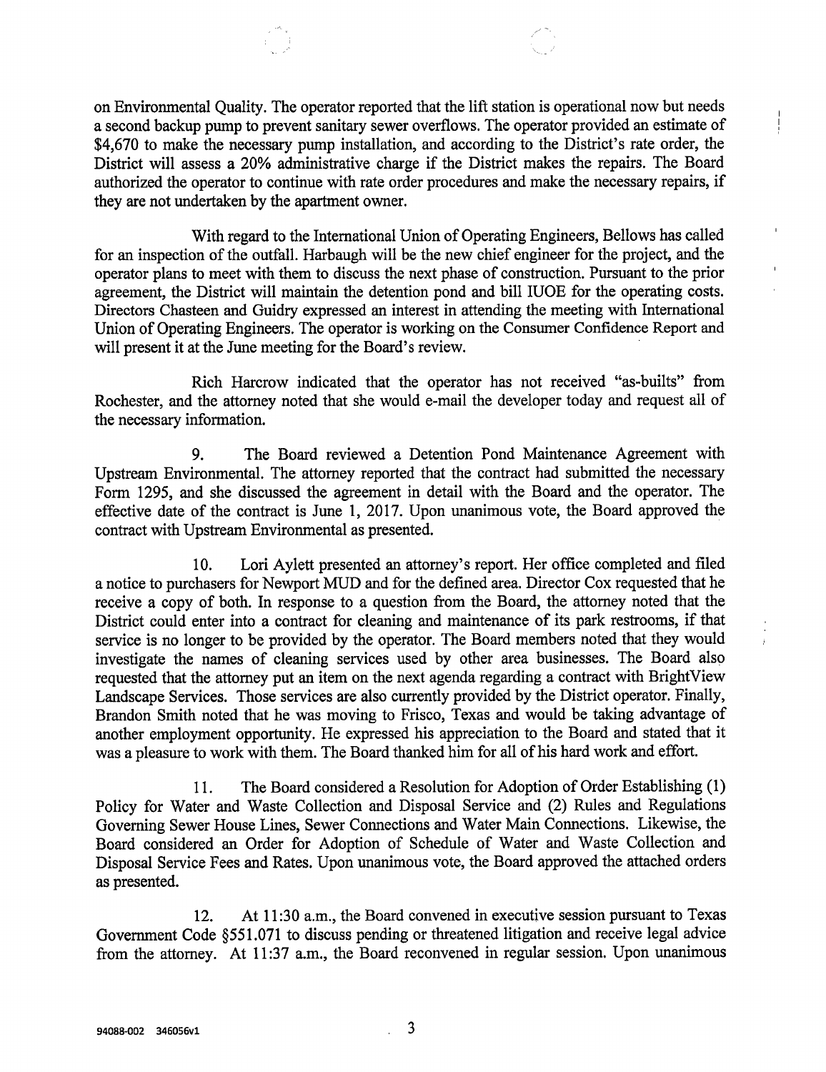on Environmental Quality. The operator reported that the lift station is operational now but needs a second backup pump to prevent sanitary sewer overflows. The operator provided an estimate of $4,670 to make the necessary pump installation, and according to the District's rate order, the District will assess a 20% administrative charge if the District makes the repairs. The Board authorized the operator to continue with rate order procedures and make the necessary repairs, if they are not undertaken by the apartment owner.

With regard to the International Union of Operating Engineers, Bellows has called for an inspection of the outfall. Harbaugh will be the new chief engineer for the project, and the operator plans to meet with them to discuss the next phase of construction. Pursuant to the prior agreement, the District will maintain the detention pond and bill IUOE for the operating costs. Directors Chasteen and Guidry expressed an interest in attending the meeting with International Union of Operating Engineers. The operator is working on the Consumer Confidence Report and will present it at the June meeting for the Board's review.

Rich Harcrow indicated that the operator has not received "as-builts" from Rochester, and the attorney noted that she would e-mail the developer today and request all of the necessary information.

9. The Board reviewed a Detention Pond Maintenance Agreement with Upstream Environmental. The attorney reported that the contract had submitted the necessary Form 1295, and she discussed the agreement in detail with the Board and the operator. The effective date of the contract is June 1, 2017. Upon unanimous vote, the Board approved the contract with Upstream Environmental as presented.

10. Lori Aylett presented an attorney's report. Her office completed and filed a notice to purchasers for Newport MUD and for the defined area. Director Cox requested that he receive a copy of both. In response to a question from the Board, the attorney noted that the District could enter into a contract for cleaning and maintenance of its park restrooms, if that service is no longer to be provided by the operator. The Board members noted that they would investigate the names of cleaning services used by other area businesses. The Board also requested that the attorney put an item on the next agenda regarding a contract with BrightView Landscape Services. Those services are also currently provided by the District operator. Finally, Brandon Smith noted that he was moving to Frisco, Texas and would be taking advantage of another employment opportunity. He expressed his appreciation to the Board and stated that it was a pleasure to work with them. The Board thanked him for all of his hard work and effort.

11. The Board considered a Resolution for Adoption of Order Establishing (1) Policy for Water and Waste Collection and Disposal Service and (2) Rules and Regulations Governing Sewer House Lines, Sewer Connections and Water Main Connections. Likewise, the Board considered an Order for Adoption of Schedule of Water and Waste Collection and Disposal Service Fees and Rates. Upon unanimous vote, the Board approved the attached orders as presented.

12. At 11:30 a.m., the Board convened in executive session pursuant to Texas Government Code §551.071 to discuss pending or threatened litigation and receive legal advice from the attorney. At 11:37 a.m., the Board reconvened in regular session. Upon unanimous

94088-002 346056v1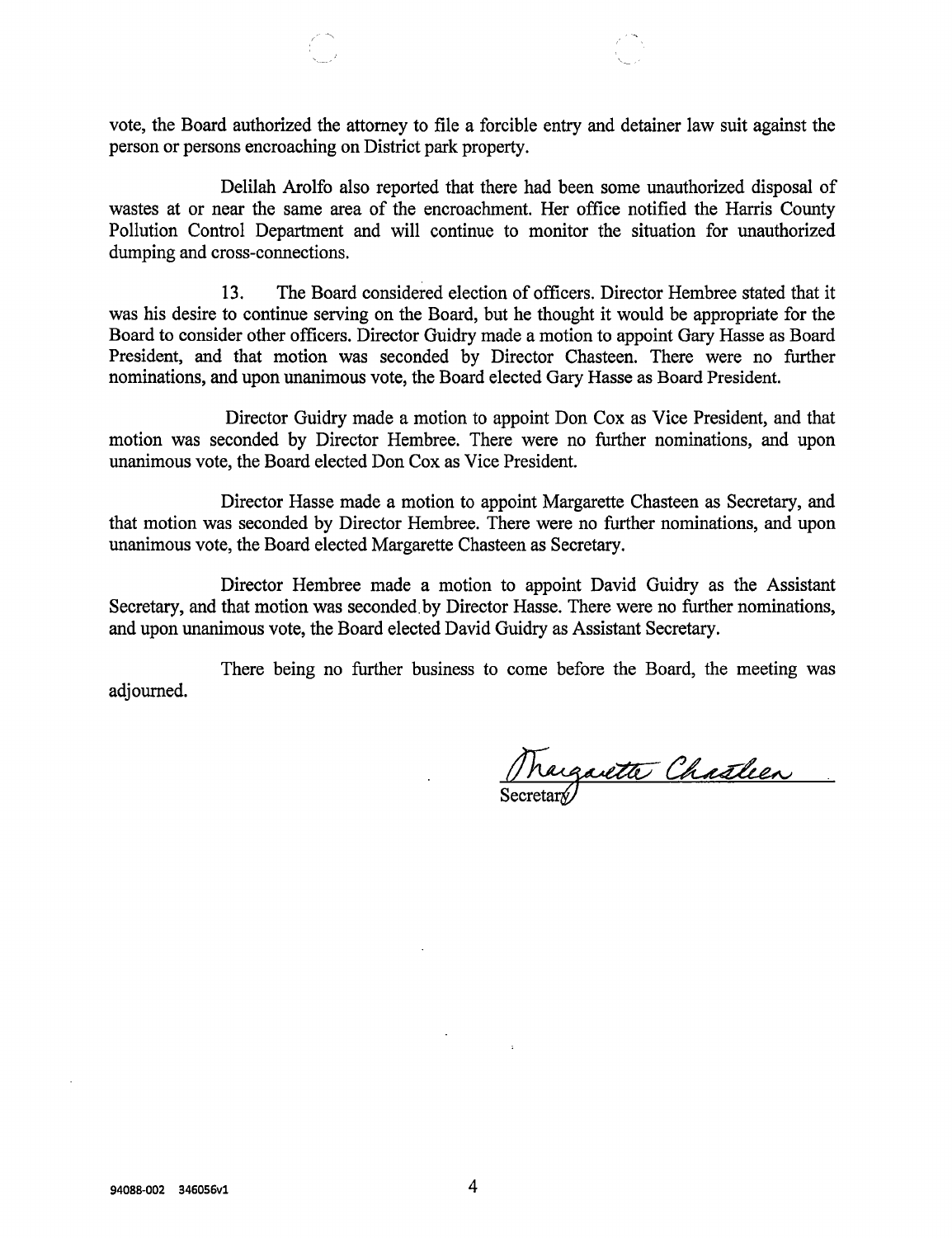vote, the Board authorized the attorney to file a forcible entry and detainer law suit against the person or persons encroaching on District park property.

Delilah Arolfo also reported that there had been some unauthorized disposal of wastes at or near the same area of the encroachment. Her office notified the Harris County Pollution Control Department and will continue to monitor the situation for unauthorized dumping and cross-connections.

13. The Board considered election of officers. Director Hembree stated that it was his desire to continue serving on the Board, but he thought it would be appropriate for the Board to consider other officers. Director Guidry made a motion to appoint Gary Hasse as Board President, and that motion was seconded by Director Chasteen. There were no further nominations, and upon unanimous vote, the Board elected Gary Hasse as Board President.

Director Guidry made a motion to appoint Don Cox as Vice President, and that motion was seconded by Director Hembree. There were no further nominations, and upon unanimous vote, the Board elected Don Cox as Vice President.

Director Hasse made a motion to appoint Margarette Chasteen as Secretary, and that motion was seconded by Director Hembree. There were no further nominations, and upon unanimous vote, the Board elected Margarette Chasteen as Secretary.

Director Hembree made a motion to appoint David Guidry as the Assistant Secretary, and that motion was seconded by Director Hasse. There were no further nominations, and upon unanimous vote, the Board elected David Guidry as Assistant Secretary.

There being no further business to come before the Board, the meeting was adjourned.

Margarette Chasteen
Secretary

94088-002 346056v1